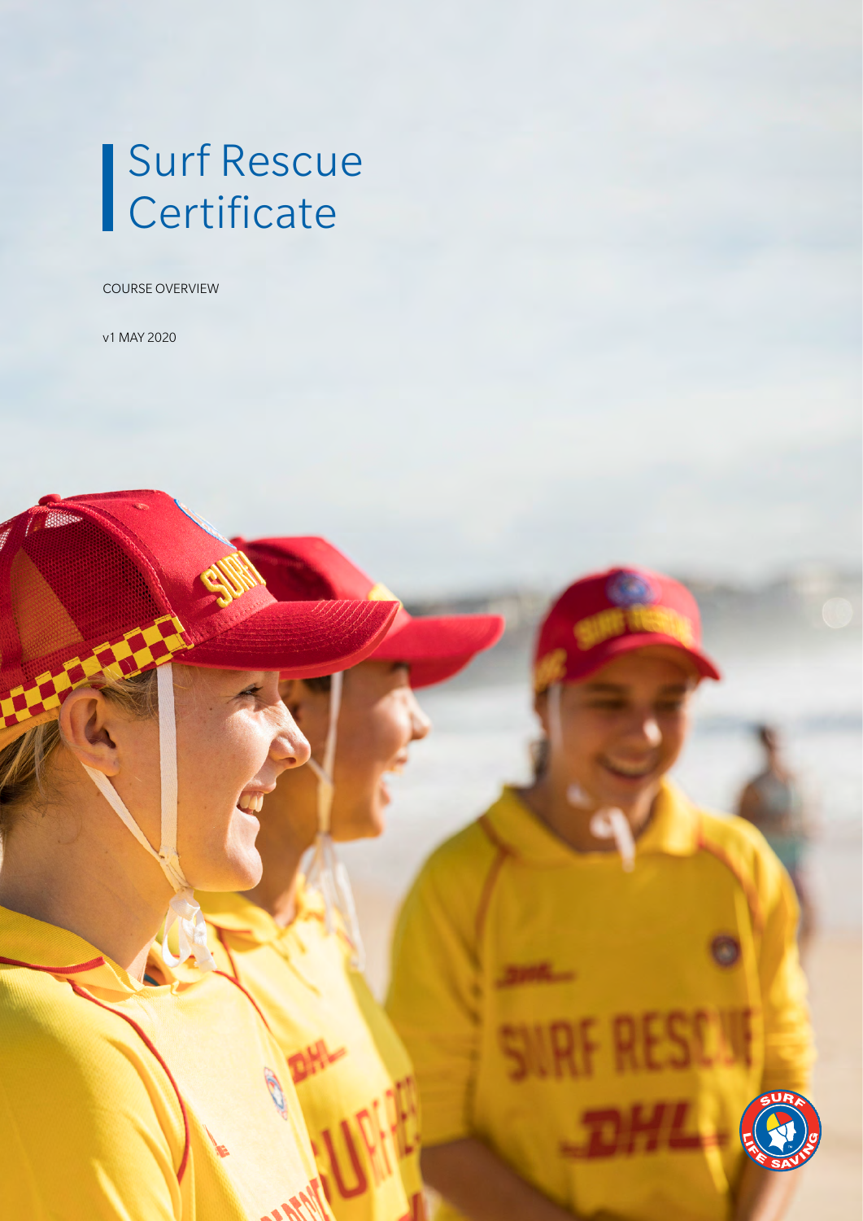# Surf Rescue Certificate

COURSE OVERVIEW

v1 MAY 2020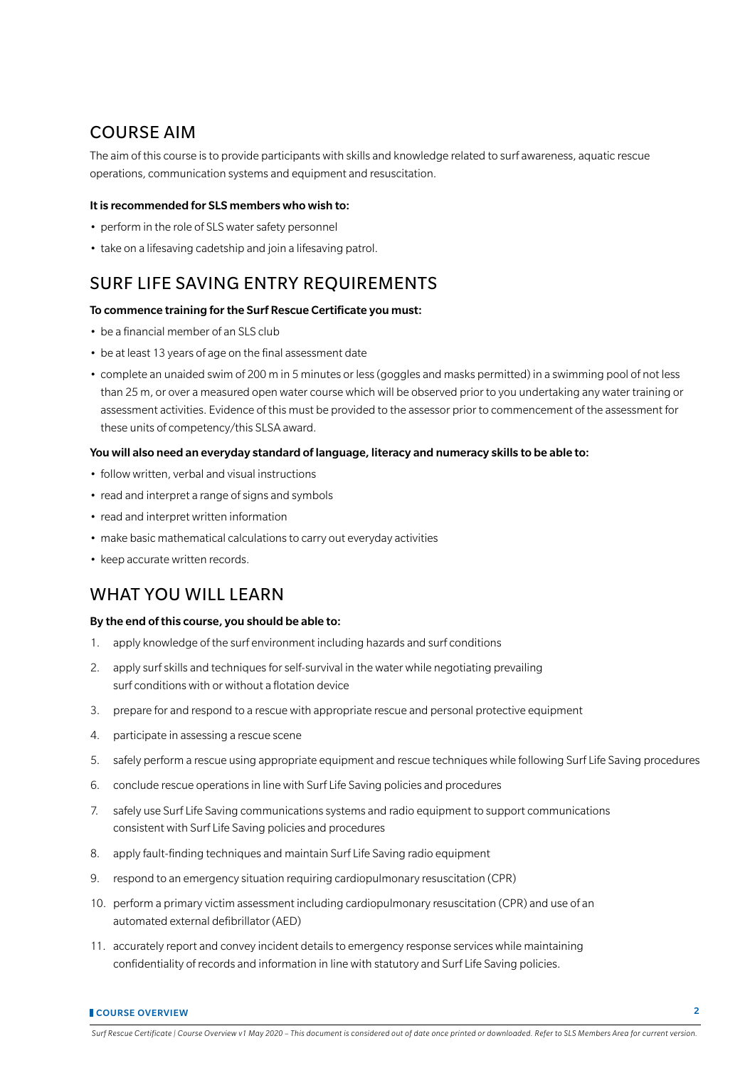## COURSE AIM

The aim of this course is to provide participants with skills and knowledge related to surf awareness, aquatic rescue operations, communication systems and equipment and resuscitation.

**It is recommended for SLS members who wish to:**

- perform in the role of SLS water safety personnel
- take on a lifesaving cadetship and join a lifesaving patrol.

## SURF LIFE SAVING ENTRY REQUIREMENTS

**To commence training for the Surf Rescue Certificate you must:**

- be a financial member of an SLS club
- be at least 13 years of age on the final assessment date
- complete an unaided swim of 200 m in 5 minutes or less (goggles and masks permitted) in a swimming pool of not less than 25 m, or over a measured open water course which will be observed prior to you undertaking any water training or assessment activities. Evidence of this must be provided to the assessor prior to commencement of the assessment for these units of competency/this SLSA award.

**You will also need an everyday standard of language, literacy and numeracy skills to be able to:**

- follow written, verbal and visual instructions
- read and interpret a range of signs and symbols
- read and interpret written information
- make basic mathematical calculations to carry out everyday activities
- keep accurate written records.

## WHAT YOU WILL LEARN

**By the end of this course, you should be able to:**

1. apply knowledge of the surf environment including hazards and surf conditions
2. apply surf skills and techniques for self-survival in the water while negotiating prevailing surf conditions with or without a flotation device
3. prepare for and respond to a rescue with appropriate rescue and personal protective equipment
4. participate in assessing a rescue scene
5. safely perform a rescue using appropriate equipment and rescue techniques while following Surf Life Saving procedures
6. conclude rescue operations in line with Surf Life Saving policies and procedures
7. safely use Surf Life Saving communications systems and radio equipment to support communications consistent with Surf Life Saving policies and procedures
8. apply fault-finding techniques and maintain Surf Life Saving radio equipment
9. respond to an emergency situation requiring cardiopulmonary resuscitation (CPR)
10. perform a primary victim assessment including cardiopulmonary resuscitation (CPR) and use of an automated external defibrillator (AED)
11. accurately report and convey incident details to emergency response services while maintaining confidentiality of records and information in line with statutory and Surf Life Saving policies.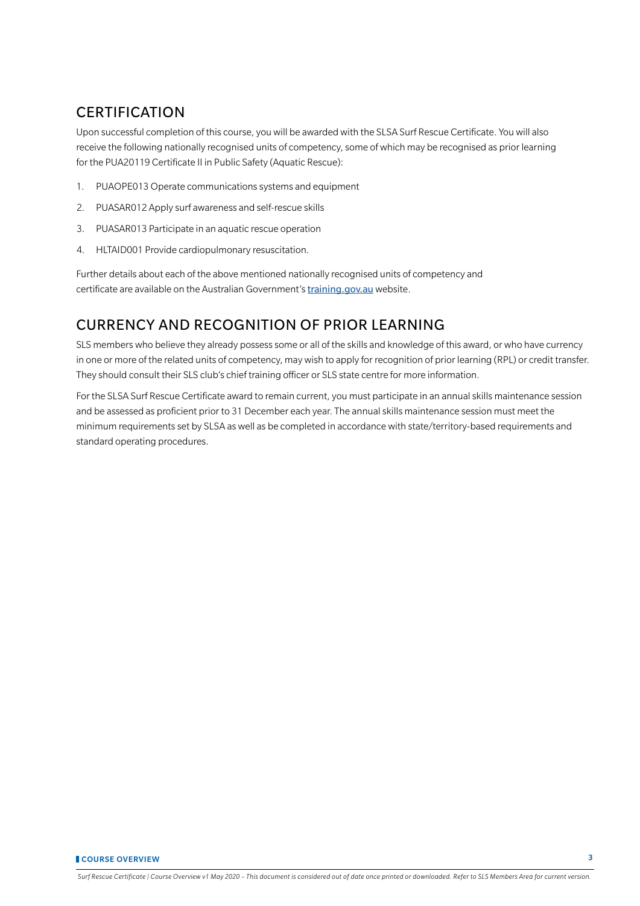## CERTIFICATION

Upon successful completion of this course, you will be awarded with the SLSA Surf Rescue Certificate. You will also receive the following nationally recognised units of competency, some of which may be recognised as prior learning for the PUA20119 Certificate II in Public Safety (Aquatic Rescue):

1. PUAOPE013 Operate communications systems and equipment
2. PUASAR012 Apply surf awareness and self-rescue skills
3. PUASAR013 Participate in an aquatic rescue operation
4. HLTAID001 Provide cardiopulmonary resuscitation.

Further details about each of the above mentioned nationally recognised units of competency and certificate are available on the Australian Government's training.gov.au website.

## CURRENCY AND RECOGNITION OF PRIOR LEARNING

SLS members who believe they already possess some or all of the skills and knowledge of this award, or who have currency in one or more of the related units of competency, may wish to apply for recognition of prior learning (RPL) or credit transfer. They should consult their SLS club's chief training officer or SLS state centre for more information.

For the SLSA Surf Rescue Certificate award to remain current, you must participate in an annual skills maintenance session and be assessed as proficient prior to 31 December each year. The annual skills maintenance session must meet the minimum requirements set by SLSA as well as be completed in accordance with state/territory-based requirements and standard operating procedures.